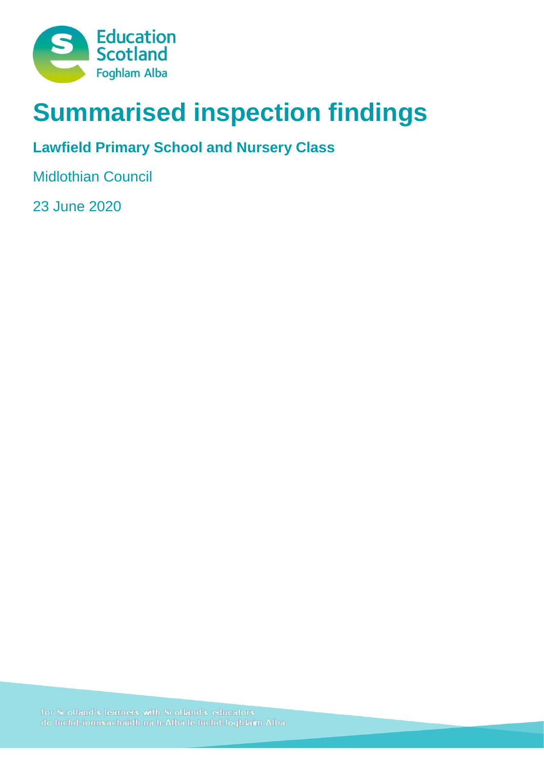Education Scotland
Foghlam Alba

# Summarised inspection findings

## Lawfield Primary School and Nursery Class

Midlothian Council

23 June 2020

for Scotland's learners with Scotland's educators
do luchd-ionnsachaidh na h-Alba le luchd-foghlaim Alba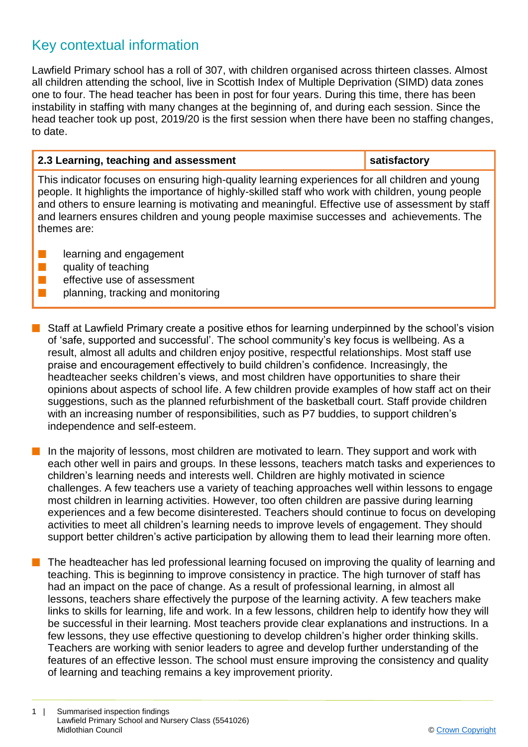## Key contextual information

Lawfield Primary school has a roll of 307, with children organised across thirteen classes. Almost all children attending the school, live in Scottish Index of Multiple Deprivation (SIMD) data zones one to four. The head teacher has been in post for four years. During this time, there has been instability in staffing with many changes at the beginning of, and during each session. Since the head teacher took up post, 2019/20 is the first session when there have been no staffing changes, to date.

| 2.3 Learning, teaching and assessment | satisfactory |
|---|---|

This indicator focuses on ensuring high-quality learning experiences for all children and young people. It highlights the importance of highly-skilled staff who work with children, young people and others to ensure learning is motivating and meaningful. Effective use of assessment by staff and learners ensures children and young people maximise successes and achievements. The themes are:

- learning and engagement
- quality of teaching
- effective use of assessment
- planning, tracking and monitoring

- Staff at Lawfield Primary create a positive ethos for learning underpinned by the school's vision of 'safe, supported and successful'. The school community's key focus is wellbeing. As a result, almost all adults and children enjoy positive, respectful relationships. Most staff use praise and encouragement effectively to build children's confidence. Increasingly, the headteacher seeks children's views, and most children have opportunities to share their opinions about aspects of school life. A few children provide examples of how staff act on their suggestions, such as the planned refurbishment of the basketball court. Staff provide children with an increasing number of responsibilities, such as P7 buddies, to support children's independence and self-esteem.

- In the majority of lessons, most children are motivated to learn. They support and work with each other well in pairs and groups. In these lessons, teachers match tasks and experiences to children's learning needs and interests well. Children are highly motivated in science challenges. A few teachers use a variety of teaching approaches well within lessons to engage most children in learning activities. However, too often children are passive during learning experiences and a few become disinterested. Teachers should continue to focus on developing activities to meet all children's learning needs to improve levels of engagement. They should support better children's active participation by allowing them to lead their learning more often.

- The headteacher has led professional learning focused on improving the quality of learning and teaching. This is beginning to improve consistency in practice. The high turnover of staff has had an impact on the pace of change. As a result of professional learning, in almost all lessons, teachers share effectively the purpose of the learning activity. A few teachers make links to skills for learning, life and work. In a few lessons, children help to identify how they will be successful in their learning. Most teachers provide clear explanations and instructions. In a few lessons, they use effective questioning to develop children's higher order thinking skills. Teachers are working with senior leaders to agree and develop further understanding of the features of an effective lesson. The school must ensure improving the consistency and quality of learning and teaching remains a key improvement priority.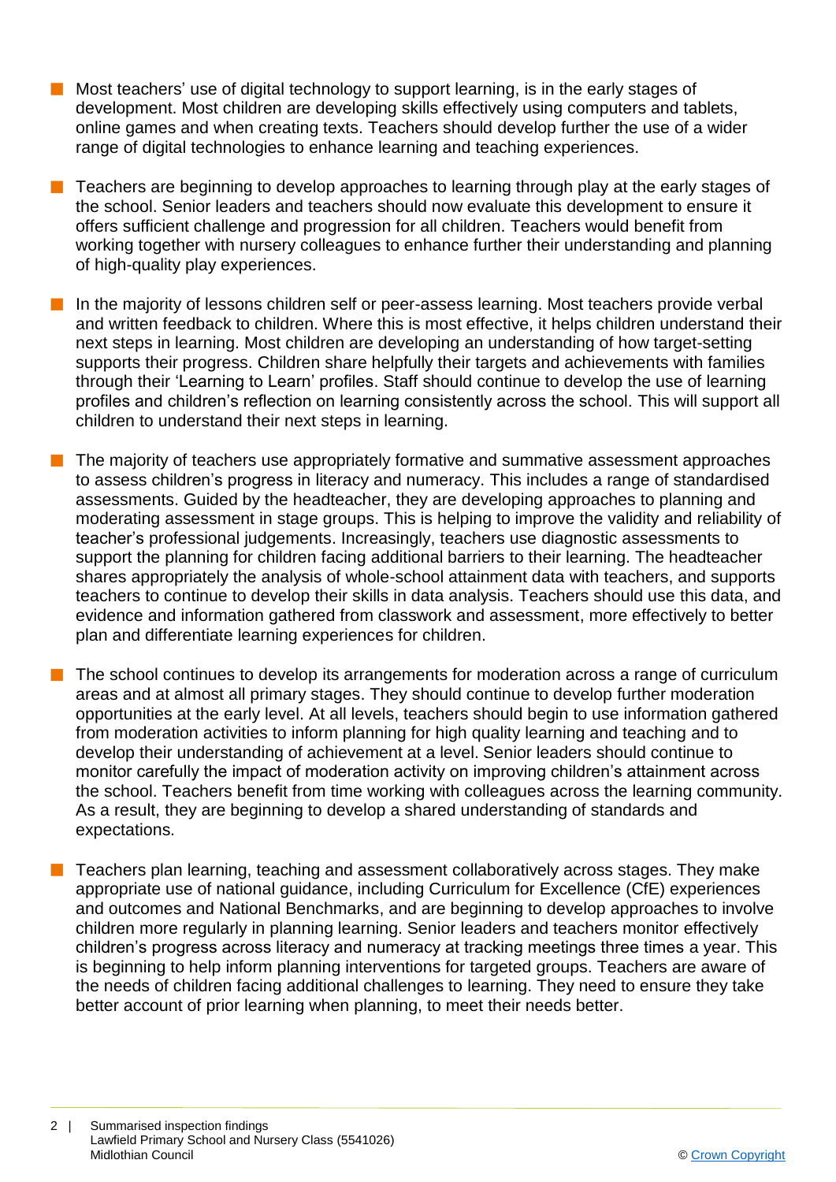- Most teachers' use of digital technology to support learning, is in the early stages of development. Most children are developing skills effectively using computers and tablets, online games and when creating texts. Teachers should develop further the use of a wider range of digital technologies to enhance learning and teaching experiences.

- Teachers are beginning to develop approaches to learning through play at the early stages of the school. Senior leaders and teachers should now evaluate this development to ensure it offers sufficient challenge and progression for all children. Teachers would benefit from working together with nursery colleagues to enhance further their understanding and planning of high-quality play experiences.

- In the majority of lessons children self or peer-assess learning. Most teachers provide verbal and written feedback to children. Where this is most effective, it helps children understand their next steps in learning. Most children are developing an understanding of how target-setting supports their progress. Children share helpfully their targets and achievements with families through their 'Learning to Learn' profiles. Staff should continue to develop the use of learning profiles and children's reflection on learning consistently across the school. This will support all children to understand their next steps in learning.

- The majority of teachers use appropriately formative and summative assessment approaches to assess children's progress in literacy and numeracy. This includes a range of standardised assessments. Guided by the headteacher, they are developing approaches to planning and moderating assessment in stage groups. This is helping to improve the validity and reliability of teacher's professional judgements. Increasingly, teachers use diagnostic assessments to support the planning for children facing additional barriers to their learning. The headteacher shares appropriately the analysis of whole-school attainment data with teachers, and supports teachers to continue to develop their skills in data analysis. Teachers should use this data, and evidence and information gathered from classwork and assessment, more effectively to better plan and differentiate learning experiences for children.

- The school continues to develop its arrangements for moderation across a range of curriculum areas and at almost all primary stages. They should continue to develop further moderation opportunities at the early level. At all levels, teachers should begin to use information gathered from moderation activities to inform planning for high quality learning and teaching and to develop their understanding of achievement at a level. Senior leaders should continue to monitor carefully the impact of moderation activity on improving children's attainment across the school. Teachers benefit from time working with colleagues across the learning community. As a result, they are beginning to develop a shared understanding of standards and expectations.

- Teachers plan learning, teaching and assessment collaboratively across stages. They make appropriate use of national guidance, including Curriculum for Excellence (CfE) experiences and outcomes and National Benchmarks, and are beginning to develop approaches to involve children more regularly in planning learning. Senior leaders and teachers monitor effectively children's progress across literacy and numeracy at tracking meetings three times a year. This is beginning to help inform planning interventions for targeted groups. Teachers are aware of the needs of children facing additional challenges to learning. They need to ensure they take better account of prior learning when planning, to meet their needs better.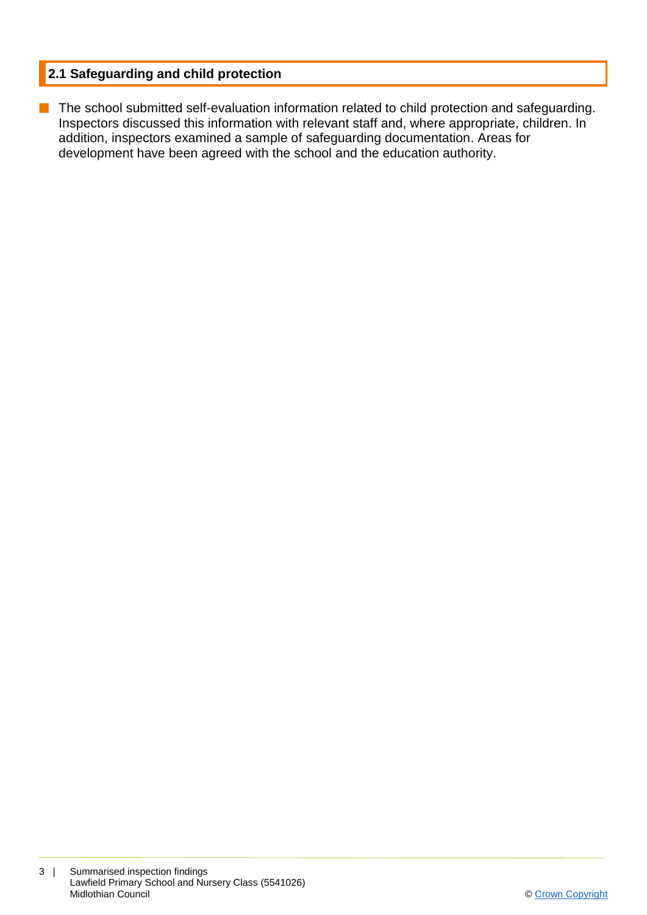## 2.1 Safeguarding and child protection

- The school submitted self-evaluation information related to child protection and safeguarding. Inspectors discussed this information with relevant staff and, where appropriate, children. In addition, inspectors examined a sample of safeguarding documentation. Areas for development have been agreed with the school and the education authority.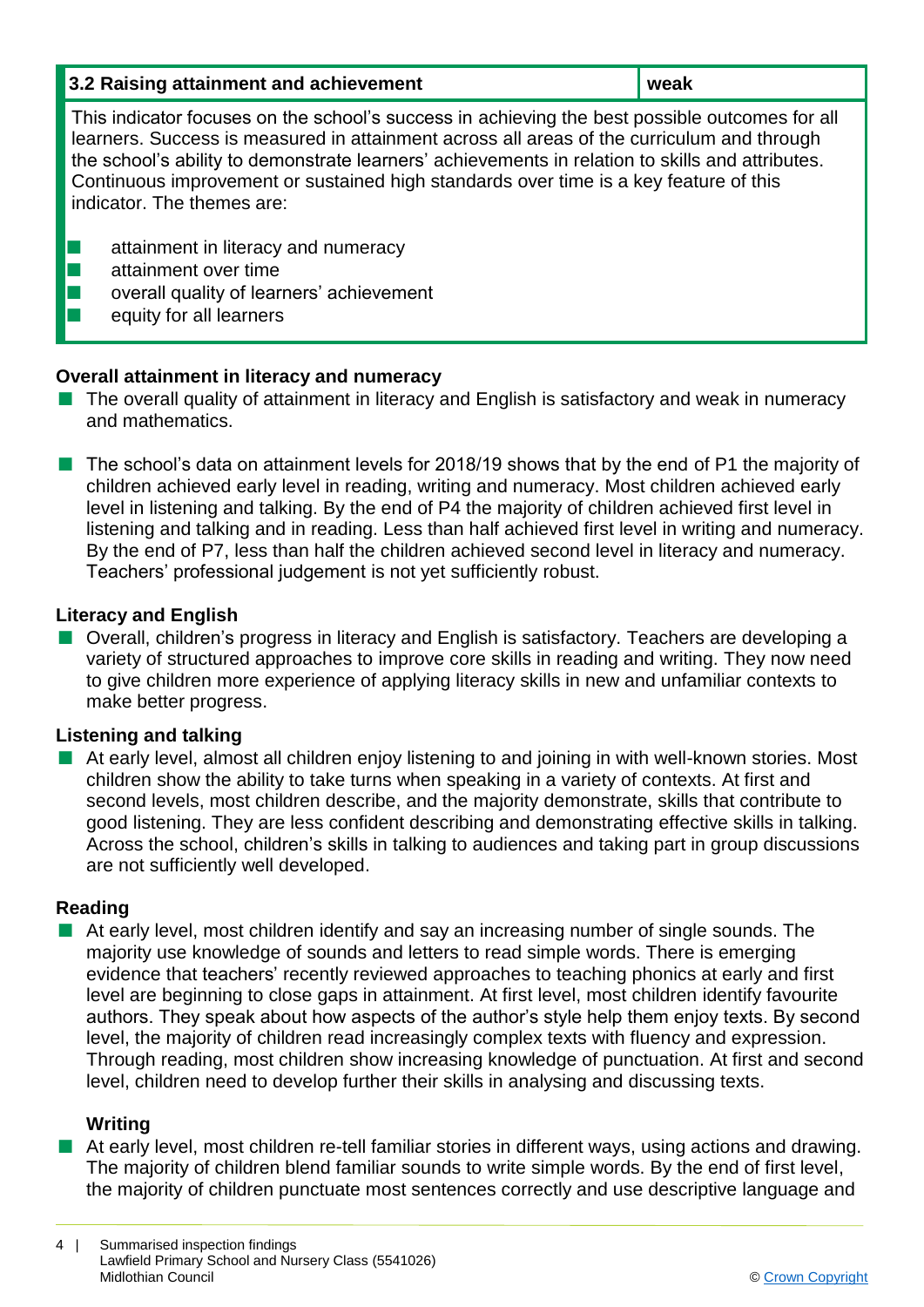| 3.2 Raising attainment and achievement | weak |
| --- | --- |

This indicator focuses on the school's success in achieving the best possible outcomes for all learners. Success is measured in attainment across all areas of the curriculum and through the school's ability to demonstrate learners' achievements in relation to skills and attributes. Continuous improvement or sustained high standards over time is a key feature of this indicator. The themes are:

- attainment in literacy and numeracy
- attainment over time
- overall quality of learners' achievement
- equity for all learners

**Overall attainment in literacy and numeracy**

- The overall quality of attainment in literacy and English is satisfactory and weak in numeracy and mathematics.

- The school's data on attainment levels for 2018/19 shows that by the end of P1 the majority of children achieved early level in reading, writing and numeracy. Most children achieved early level in listening and talking. By the end of P4 the majority of children achieved first level in listening and talking and in reading. Less than half achieved first level in writing and numeracy. By the end of P7, less than half the children achieved second level in literacy and numeracy. Teachers' professional judgement is not yet sufficiently robust.

**Literacy and English**

- Overall, children's progress in literacy and English is satisfactory. Teachers are developing a variety of structured approaches to improve core skills in reading and writing. They now need to give children more experience of applying literacy skills in new and unfamiliar contexts to make better progress.

**Listening and talking**

- At early level, almost all children enjoy listening to and joining in with well-known stories. Most children show the ability to take turns when speaking in a variety of contexts. At first and second levels, most children describe, and the majority demonstrate, skills that contribute to good listening. They are less confident describing and demonstrating effective skills in talking. Across the school, children's skills in talking to audiences and taking part in group discussions are not sufficiently well developed.

**Reading**

- At early level, most children identify and say an increasing number of single sounds. The majority use knowledge of sounds and letters to read simple words. There is emerging evidence that teachers' recently reviewed approaches to teaching phonics at early and first level are beginning to close gaps in attainment. At first level, most children identify favourite authors. They speak about how aspects of the author's style help them enjoy texts. By second level, the majority of children read increasingly complex texts with fluency and expression. Through reading, most children show increasing knowledge of punctuation. At first and second level, children need to develop further their skills in analysing and discussing texts.

**Writing**

- At early level, most children re-tell familiar stories in different ways, using actions and drawing. The majority of children blend familiar sounds to write simple words. By the end of first level, the majority of children punctuate most sentences correctly and use descriptive language and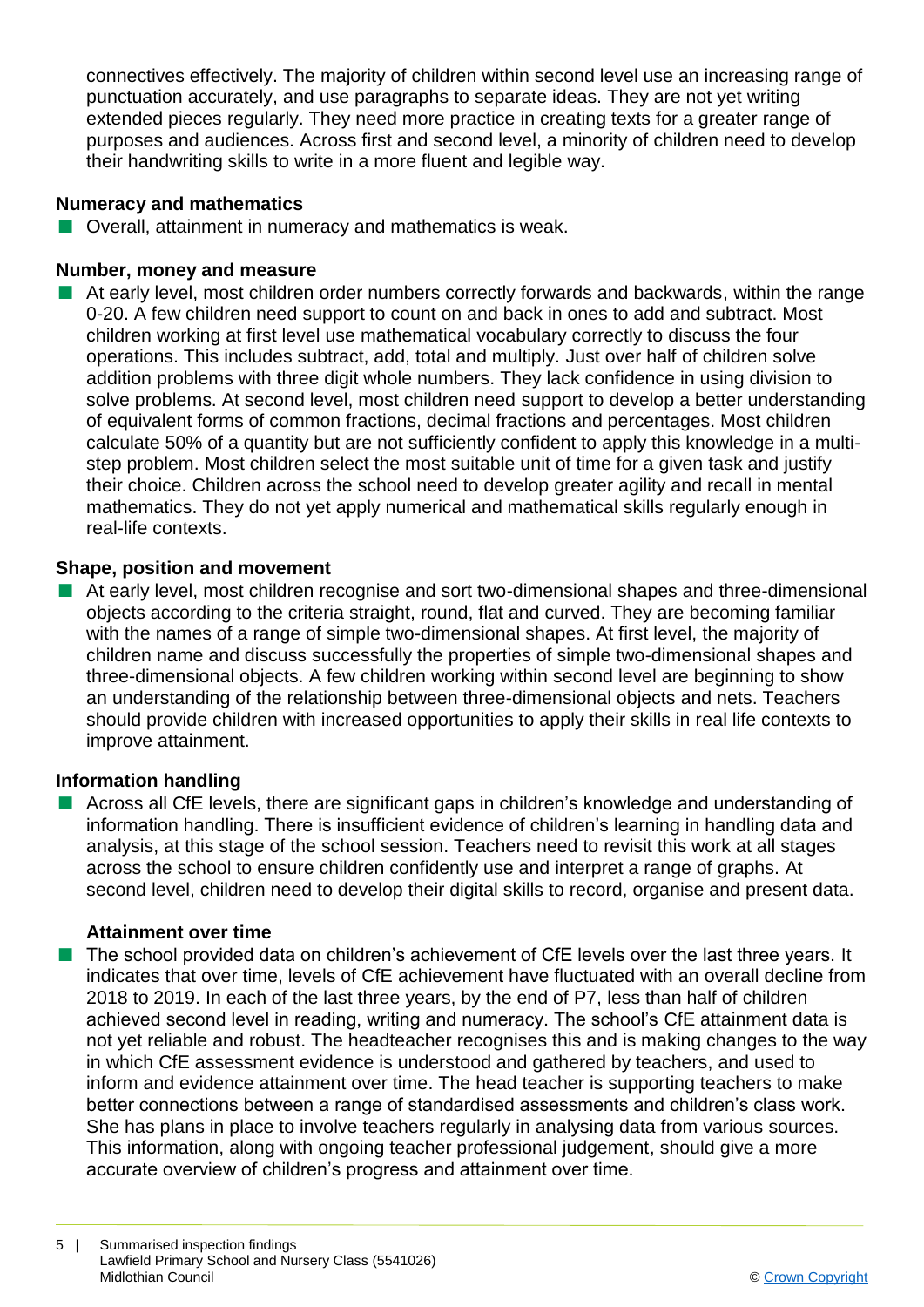connectives effectively. The majority of children within second level use an increasing range of punctuation accurately, and use paragraphs to separate ideas. They are not yet writing extended pieces regularly. They need more practice in creating texts for a greater range of purposes and audiences. Across first and second level, a minority of children need to develop their handwriting skills to write in a more fluent and legible way.

**Numeracy and mathematics**

- Overall, attainment in numeracy and mathematics is weak.

**Number, money and measure**

- At early level, most children order numbers correctly forwards and backwards, within the range 0-20. A few children need support to count on and back in ones to add and subtract. Most children working at first level use mathematical vocabulary correctly to discuss the four operations. This includes subtract, add, total and multiply. Just over half of children solve addition problems with three digit whole numbers. They lack confidence in using division to solve problems. At second level, most children need support to develop a better understanding of equivalent forms of common fractions, decimal fractions and percentages. Most children calculate 50% of a quantity but are not sufficiently confident to apply this knowledge in a multi-step problem. Most children select the most suitable unit of time for a given task and justify their choice. Children across the school need to develop greater agility and recall in mental mathematics. They do not yet apply numerical and mathematical skills regularly enough in real-life contexts.

**Shape, position and movement**

- At early level, most children recognise and sort two-dimensional shapes and three-dimensional objects according to the criteria straight, round, flat and curved. They are becoming familiar with the names of a range of simple two-dimensional shapes. At first level, the majority of children name and discuss successfully the properties of simple two-dimensional shapes and three-dimensional objects. A few children working within second level are beginning to show an understanding of the relationship between three-dimensional objects and nets. Teachers should provide children with increased opportunities to apply their skills in real life contexts to improve attainment.

**Information handling**

- Across all CfE levels, there are significant gaps in children's knowledge and understanding of information handling. There is insufficient evidence of children's learning in handling data and analysis, at this stage of the school session. Teachers need to revisit this work at all stages across the school to ensure children confidently use and interpret a range of graphs. At second level, children need to develop their digital skills to record, organise and present data.

**Attainment over time**

- The school provided data on children's achievement of CfE levels over the last three years. It indicates that over time, levels of CfE achievement have fluctuated with an overall decline from 2018 to 2019. In each of the last three years, by the end of P7, less than half of children achieved second level in reading, writing and numeracy. The school's CfE attainment data is not yet reliable and robust. The headteacher recognises this and is making changes to the way in which CfE assessment evidence is understood and gathered by teachers, and used to inform and evidence attainment over time. The head teacher is supporting teachers to make better connections between a range of standardised assessments and children's class work. She has plans in place to involve teachers regularly in analysing data from various sources. This information, along with ongoing teacher professional judgement, should give a more accurate overview of children's progress and attainment over time.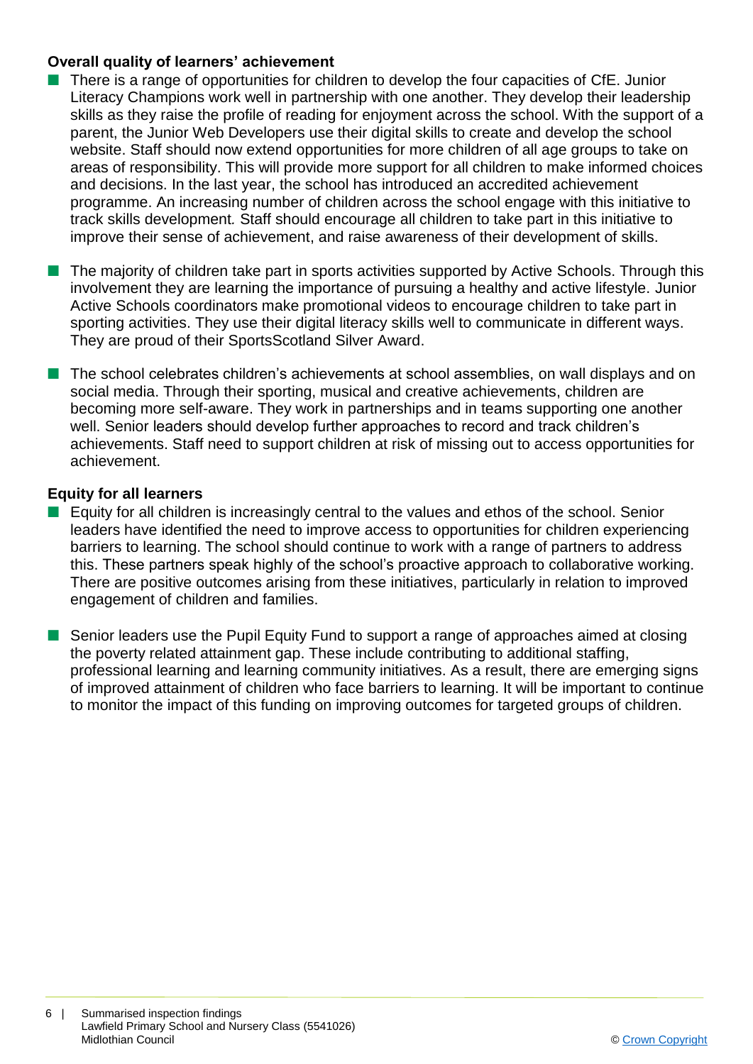### Overall quality of learners' achievement

- There is a range of opportunities for children to develop the four capacities of CfE. Junior Literacy Champions work well in partnership with one another. They develop their leadership skills as they raise the profile of reading for enjoyment across the school. With the support of a parent, the Junior Web Developers use their digital skills to create and develop the school website. Staff should now extend opportunities for more children of all age groups to take on areas of responsibility. This will provide more support for all children to make informed choices and decisions. In the last year, the school has introduced an accredited achievement programme. An increasing number of children across the school engage with this initiative to track skills development. Staff should encourage all children to take part in this initiative to improve their sense of achievement, and raise awareness of their development of skills.

- The majority of children take part in sports activities supported by Active Schools. Through this involvement they are learning the importance of pursuing a healthy and active lifestyle. Junior Active Schools coordinators make promotional videos to encourage children to take part in sporting activities. They use their digital literacy skills well to communicate in different ways. They are proud of their SportsScotland Silver Award.

- The school celebrates children's achievements at school assemblies, on wall displays and on social media. Through their sporting, musical and creative achievements, children are becoming more self-aware. They work in partnerships and in teams supporting one another well. Senior leaders should develop further approaches to record and track children's achievements. Staff need to support children at risk of missing out to access opportunities for achievement.

### Equity for all learners

- Equity for all children is increasingly central to the values and ethos of the school. Senior leaders have identified the need to improve access to opportunities for children experiencing barriers to learning. The school should continue to work with a range of partners to address this. These partners speak highly of the school's proactive approach to collaborative working. There are positive outcomes arising from these initiatives, particularly in relation to improved engagement of children and families.

- Senior leaders use the Pupil Equity Fund to support a range of approaches aimed at closing the poverty related attainment gap. These include contributing to additional staffing, professional learning and learning community initiatives. As a result, there are emerging signs of improved attainment of children who face barriers to learning. It will be important to continue to monitor the impact of this funding on improving outcomes for targeted groups of children.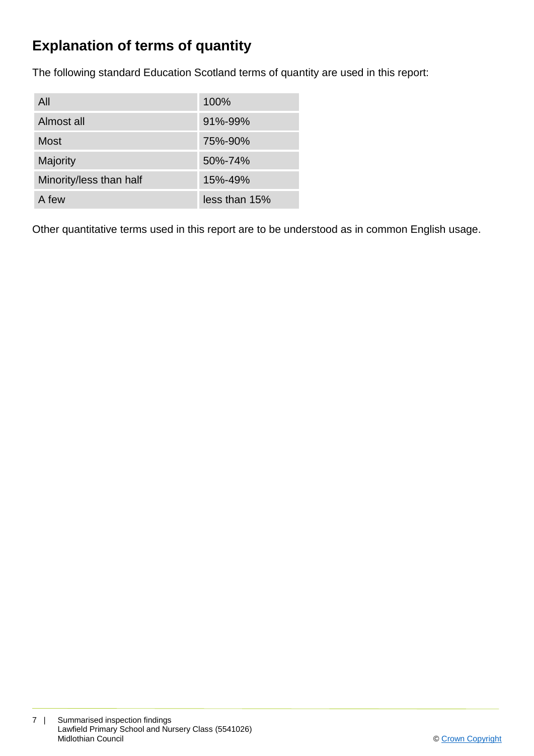## Explanation of terms of quantity

The following standard Education Scotland terms of quantity are used in this report:

| | |
|---|---|
| All | 100% |
| Almost all | 91%-99% |
| Most | 75%-90% |
| Majority | 50%-74% |
| Minority/less than half | 15%-49% |
| A few | less than 15% |

Other quantitative terms used in this report are to be understood as in common English usage.